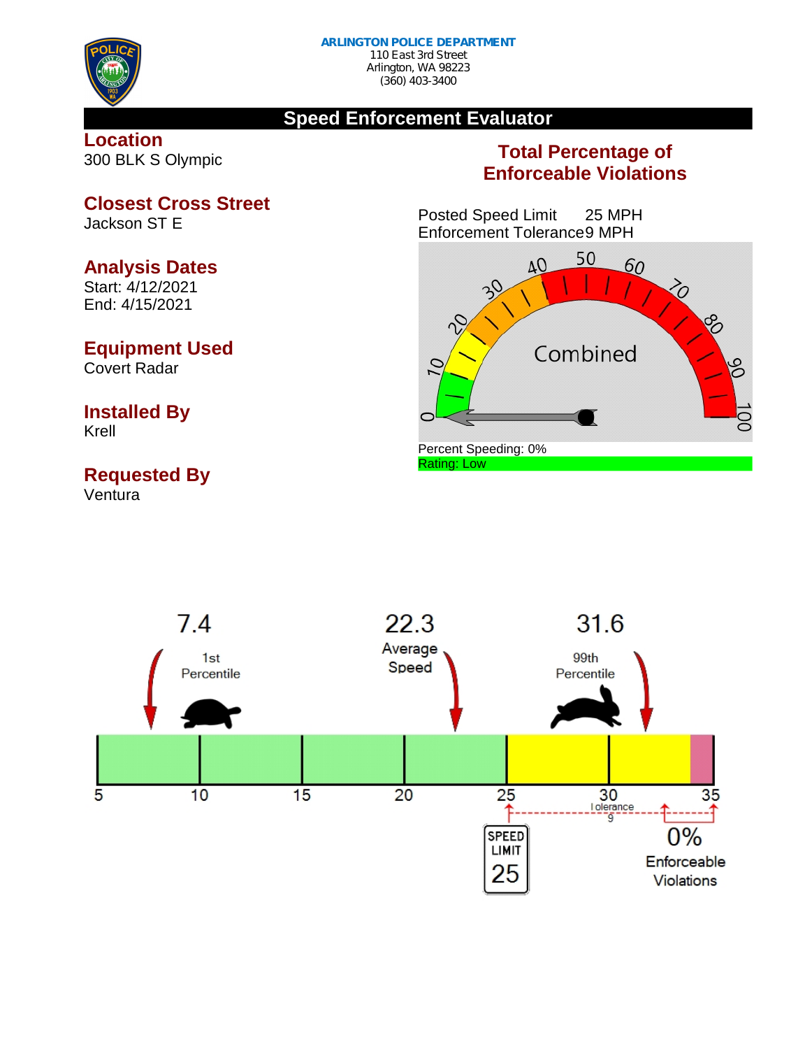**ARLINGTON POLICE DEPARTMENT**
110 East 3rd Street
Arlington, WA 98223
(360) 403-3400

# Speed Enforcement Evaluator

## Location
300 BLK S Olympic

## Closest Cross Street
Jackson ST E

## Analysis Dates
Start: 4/12/2021
End: 4/15/2021

## Equipment Used
Covert Radar

## Installed By
Krell

## Requested By
Ventura

## Total Percentage of Enforceable Violations

Posted Speed Limit 25 MPH
Enforcement Tolerance 9 MPH

Combined

Percent Speeding: 0%
Rating: Low

7.4 — 1st Percentile

22.3 — Average Speed

31.6 — 99th Percentile

Tolerance 9

SPEED LIMIT 25

0% Enforceable Violations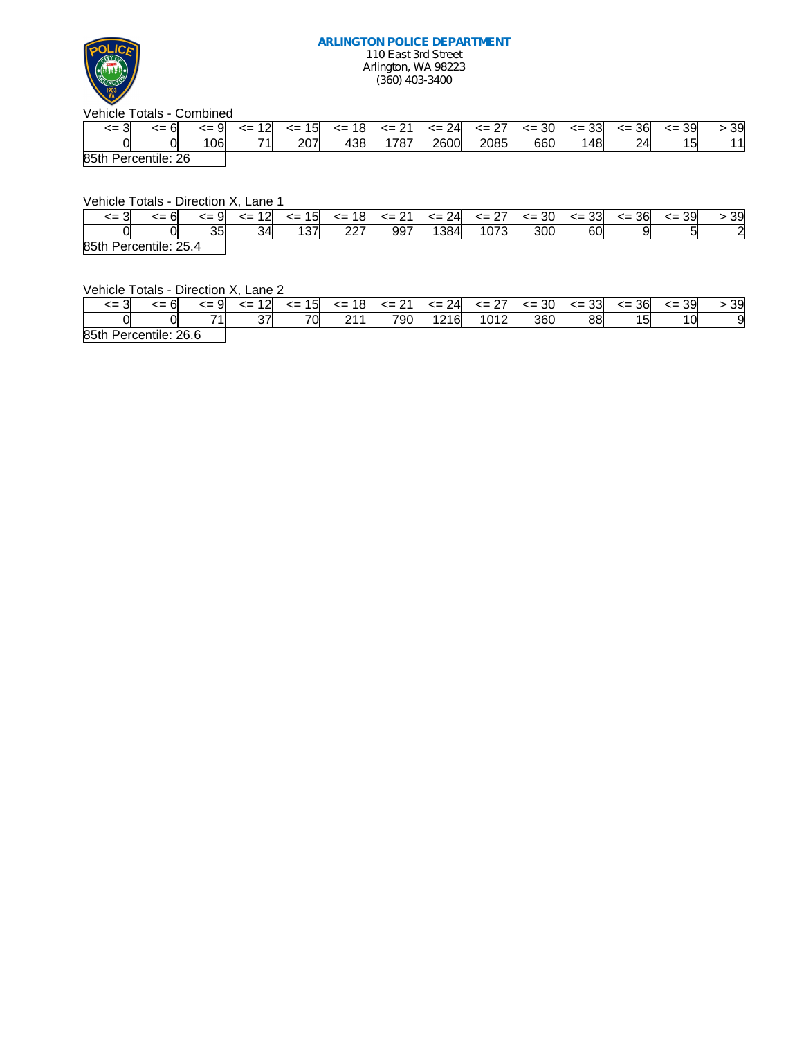**ARLINGTON POLICE DEPARTMENT**
110 East 3rd Street
Arlington, WA 98223
(360) 403-3400

Vehicle Totals - Combined

| <= 3 | <= 6 | <= 9 | <= 12 | <= 15 | <= 18 | <= 21 | <= 24 | <= 27 | <= 30 | <= 33 | <= 36 | <= 39 | > 39 |
|---|---|---|---|---|---|---|---|---|---|---|---|---|---|
| 0 | 0 | 106 | 71 | 207 | 438 | 1787 | 2600 | 2085 | 660 | 148 | 24 | 15 | 11 |

85th Percentile: 26

Vehicle Totals - Direction X, Lane 1

| <= 3 | <= 6 | <= 9 | <= 12 | <= 15 | <= 18 | <= 21 | <= 24 | <= 27 | <= 30 | <= 33 | <= 36 | <= 39 | > 39 |
|---|---|---|---|---|---|---|---|---|---|---|---|---|---|
| 0 | 0 | 35 | 34 | 137 | 227 | 997 | 1384 | 1073 | 300 | 60 | 9 | 5 | 2 |

85th Percentile: 25.4

Vehicle Totals - Direction X, Lane 2

| <= 3 | <= 6 | <= 9 | <= 12 | <= 15 | <= 18 | <= 21 | <= 24 | <= 27 | <= 30 | <= 33 | <= 36 | <= 39 | > 39 |
|---|---|---|---|---|---|---|---|---|---|---|---|---|---|
| 0 | 0 | 71 | 37 | 70 | 211 | 790 | 1216 | 1012 | 360 | 88 | 15 | 10 | 9 |

85th Percentile: 26.6